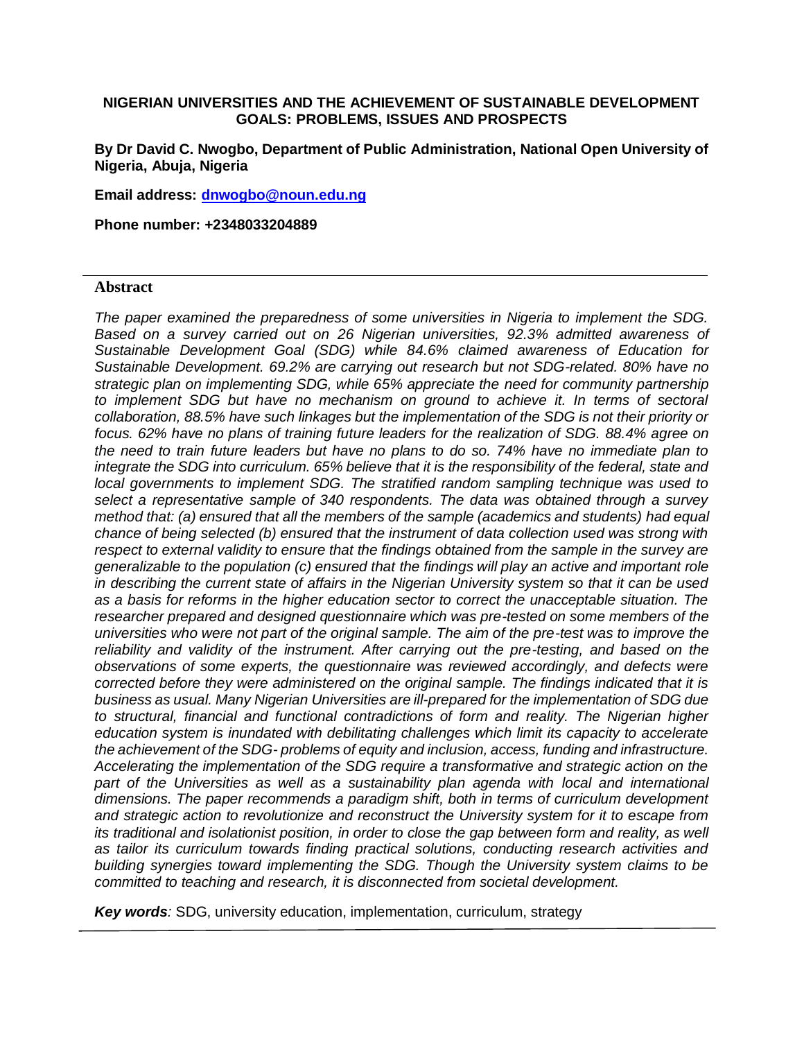# NIGERIAN UNIVERSITIES AND THE ACHIEVEMENT OF SUSTAINABLE DEVELOPMENT GOALS: PROBLEMS, ISSUES AND PROSPECTS

**By Dr David C. Nwogbo, Department of Public Administration, National Open University of Nigeria, Abuja, Nigeria**

**Email address: [dnwogbo@noun.edu.ng](mailto:dnwogbo@noun.edu.ng)**

**Phone number: +2348033204889**

---

## Abstract

*The paper examined the preparedness of some universities in Nigeria to implement the SDG. Based on a survey carried out on 26 Nigerian universities, 92.3% admitted awareness of Sustainable Development Goal (SDG) while 84.6% claimed awareness of Education for Sustainable Development. 69.2% are carrying out research but not SDG-related. 80% have no strategic plan on implementing SDG, while 65% appreciate the need for community partnership to implement SDG but have no mechanism on ground to achieve it. In terms of sectoral collaboration, 88.5% have such linkages but the implementation of the SDG is not their priority or focus. 62% have no plans of training future leaders for the realization of SDG. 88.4% agree on the need to train future leaders but have no plans to do so. 74% have no immediate plan to integrate the SDG into curriculum. 65% believe that it is the responsibility of the federal, state and local governments to implement SDG. The stratified random sampling technique was used to select a representative sample of 340 respondents. The data was obtained through a survey method that: (a) ensured that all the members of the sample (academics and students) had equal chance of being selected (b) ensured that the instrument of data collection used was strong with respect to external validity to ensure that the findings obtained from the sample in the survey are generalizable to the population (c) ensured that the findings will play an active and important role in describing the current state of affairs in the Nigerian University system so that it can be used as a basis for reforms in the higher education sector to correct the unacceptable situation. The researcher prepared and designed questionnaire which was pre-tested on some members of the universities who were not part of the original sample. The aim of the pre-test was to improve the reliability and validity of the instrument. After carrying out the pre-testing, and based on the observations of some experts, the questionnaire was reviewed accordingly, and defects were corrected before they were administered on the original sample. The findings indicated that it is business as usual. Many Nigerian Universities are ill-prepared for the implementation of SDG due to structural, financial and functional contradictions of form and reality. The Nigerian higher education system is inundated with debilitating challenges which limit its capacity to accelerate the achievement of the SDG- problems of equity and inclusion, access, funding and infrastructure. Accelerating the implementation of the SDG require a transformative and strategic action on the part of the Universities as well as a sustainability plan agenda with local and international dimensions. The paper recommends a paradigm shift, both in terms of curriculum development and strategic action to revolutionize and reconstruct the University system for it to escape from its traditional and isolationist position, in order to close the gap between form and reality, as well as tailor its curriculum towards finding practical solutions, conducting research activities and building synergies toward implementing the SDG. Though the University system claims to be committed to teaching and research, it is disconnected from societal development.*

***Key words:*** SDG, university education, implementation, curriculum, strategy

---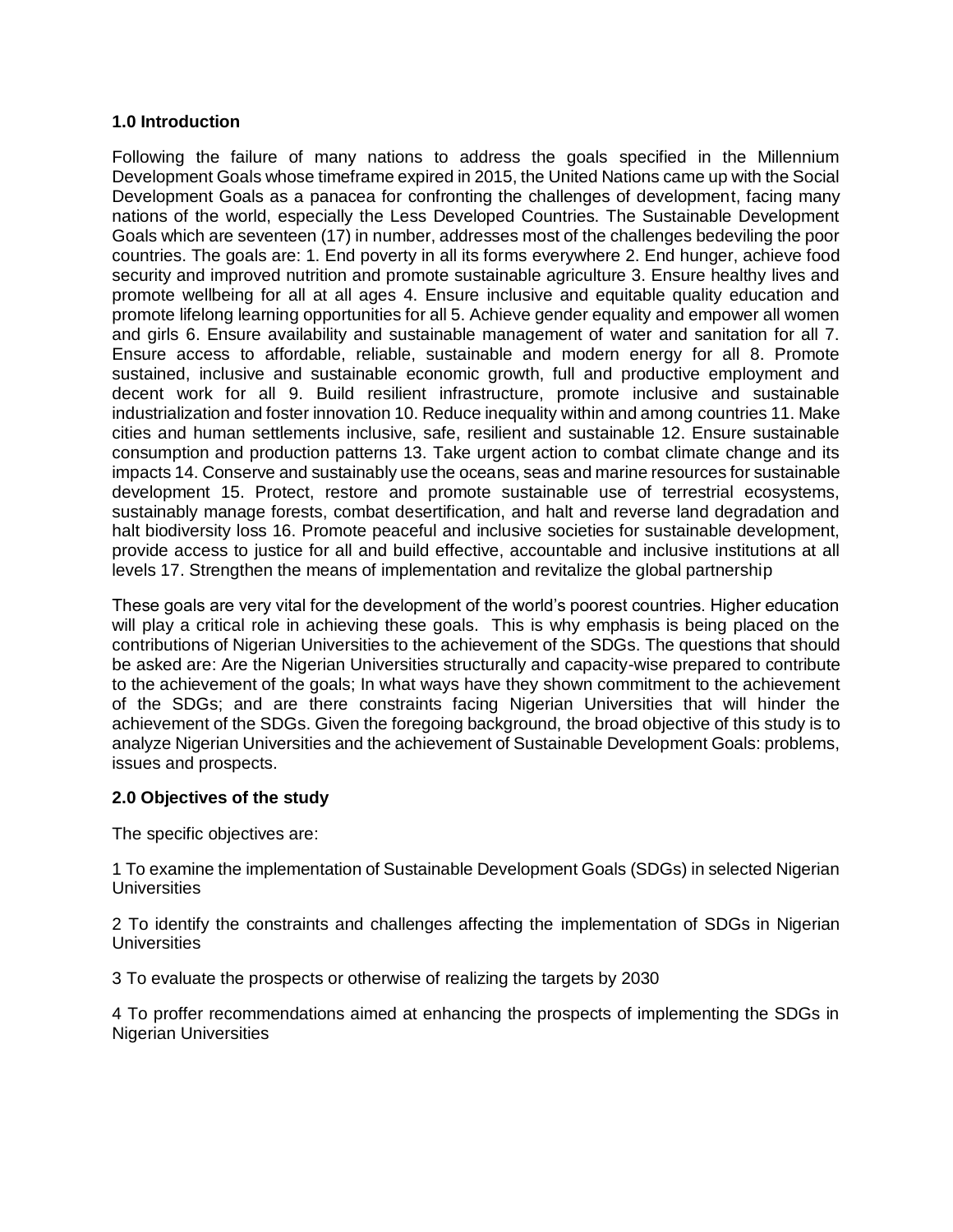### 1.0 Introduction

Following the failure of many nations to address the goals specified in the Millennium Development Goals whose timeframe expired in 2015, the United Nations came up with the Social Development Goals as a panacea for confronting the challenges of development, facing many nations of the world, especially the Less Developed Countries. The Sustainable Development Goals which are seventeen (17) in number, addresses most of the challenges bedeviling the poor countries. The goals are: 1. End poverty in all its forms everywhere 2. End hunger, achieve food security and improved nutrition and promote sustainable agriculture 3. Ensure healthy lives and promote wellbeing for all at all ages 4. Ensure inclusive and equitable quality education and promote lifelong learning opportunities for all 5. Achieve gender equality and empower all women and girls 6. Ensure availability and sustainable management of water and sanitation for all 7. Ensure access to affordable, reliable, sustainable and modern energy for all 8. Promote sustained, inclusive and sustainable economic growth, full and productive employment and decent work for all 9. Build resilient infrastructure, promote inclusive and sustainable industrialization and foster innovation 10. Reduce inequality within and among countries 11. Make cities and human settlements inclusive, safe, resilient and sustainable 12. Ensure sustainable consumption and production patterns 13. Take urgent action to combat climate change and its impacts 14. Conserve and sustainably use the oceans, seas and marine resources for sustainable development 15. Protect, restore and promote sustainable use of terrestrial ecosystems, sustainably manage forests, combat desertification, and halt and reverse land degradation and halt biodiversity loss 16. Promote peaceful and inclusive societies for sustainable development, provide access to justice for all and build effective, accountable and inclusive institutions at all levels 17. Strengthen the means of implementation and revitalize the global partnership

These goals are very vital for the development of the world's poorest countries. Higher education will play a critical role in achieving these goals. This is why emphasis is being placed on the contributions of Nigerian Universities to the achievement of the SDGs. The questions that should be asked are: Are the Nigerian Universities structurally and capacity-wise prepared to contribute to the achievement of the goals; In what ways have they shown commitment to the achievement of the SDGs; and are there constraints facing Nigerian Universities that will hinder the achievement of the SDGs. Given the foregoing background, the broad objective of this study is to analyze Nigerian Universities and the achievement of Sustainable Development Goals: problems, issues and prospects.

### 2.0 Objectives of the study

The specific objectives are:

1 To examine the implementation of Sustainable Development Goals (SDGs) in selected Nigerian Universities

2 To identify the constraints and challenges affecting the implementation of SDGs in Nigerian Universities

3 To evaluate the prospects or otherwise of realizing the targets by 2030

4 To proffer recommendations aimed at enhancing the prospects of implementing the SDGs in Nigerian Universities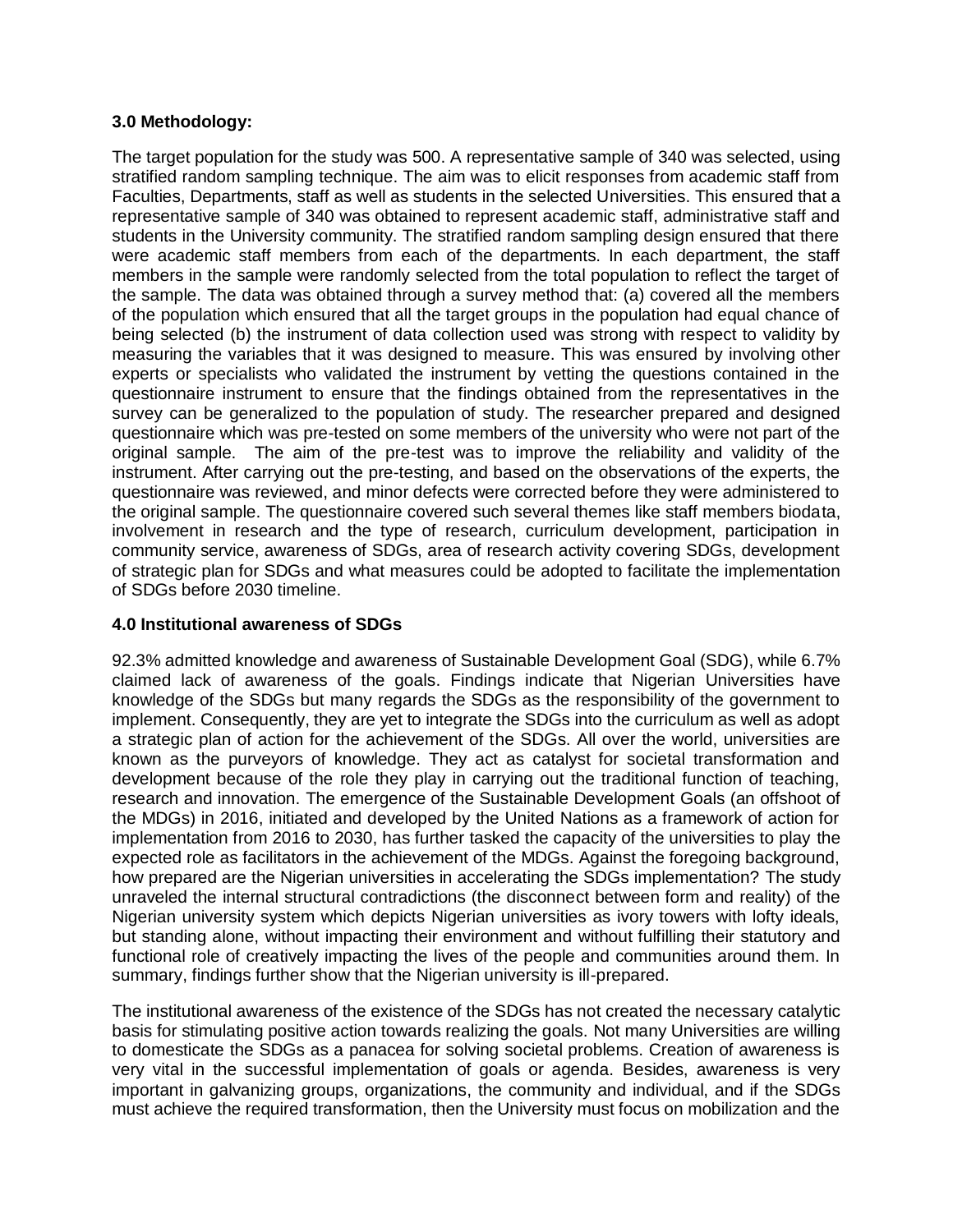### 3.0 Methodology:

The target population for the study was 500. A representative sample of 340 was selected, using stratified random sampling technique. The aim was to elicit responses from academic staff from Faculties, Departments, staff as well as students in the selected Universities. This ensured that a representative sample of 340 was obtained to represent academic staff, administrative staff and students in the University community. The stratified random sampling design ensured that there were academic staff members from each of the departments. In each department, the staff members in the sample were randomly selected from the total population to reflect the target of the sample. The data was obtained through a survey method that: (a) covered all the members of the population which ensured that all the target groups in the population had equal chance of being selected (b) the instrument of data collection used was strong with respect to validity by measuring the variables that it was designed to measure. This was ensured by involving other experts or specialists who validated the instrument by vetting the questions contained in the questionnaire instrument to ensure that the findings obtained from the representatives in the survey can be generalized to the population of study. The researcher prepared and designed questionnaire which was pre-tested on some members of the university who were not part of the original sample. The aim of the pre-test was to improve the reliability and validity of the instrument. After carrying out the pre-testing, and based on the observations of the experts, the questionnaire was reviewed, and minor defects were corrected before they were administered to the original sample. The questionnaire covered such several themes like staff members biodata, involvement in research and the type of research, curriculum development, participation in community service, awareness of SDGs, area of research activity covering SDGs, development of strategic plan for SDGs and what measures could be adopted to facilitate the implementation of SDGs before 2030 timeline.

### 4.0 Institutional awareness of SDGs

92.3% admitted knowledge and awareness of Sustainable Development Goal (SDG), while 6.7% claimed lack of awareness of the goals. Findings indicate that Nigerian Universities have knowledge of the SDGs but many regards the SDGs as the responsibility of the government to implement. Consequently, they are yet to integrate the SDGs into the curriculum as well as adopt a strategic plan of action for the achievement of the SDGs. All over the world, universities are known as the purveyors of knowledge. They act as catalyst for societal transformation and development because of the role they play in carrying out the traditional function of teaching, research and innovation. The emergence of the Sustainable Development Goals (an offshoot of the MDGs) in 2016, initiated and developed by the United Nations as a framework of action for implementation from 2016 to 2030, has further tasked the capacity of the universities to play the expected role as facilitators in the achievement of the MDGs. Against the foregoing background, how prepared are the Nigerian universities in accelerating the SDGs implementation? The study unraveled the internal structural contradictions (the disconnect between form and reality) of the Nigerian university system which depicts Nigerian universities as ivory towers with lofty ideals, but standing alone, without impacting their environment and without fulfilling their statutory and functional role of creatively impacting the lives of the people and communities around them. In summary, findings further show that the Nigerian university is ill-prepared.

The institutional awareness of the existence of the SDGs has not created the necessary catalytic basis for stimulating positive action towards realizing the goals. Not many Universities are willing to domesticate the SDGs as a panacea for solving societal problems. Creation of awareness is very vital in the successful implementation of goals or agenda. Besides, awareness is very important in galvanizing groups, organizations, the community and individual, and if the SDGs must achieve the required transformation, then the University must focus on mobilization and the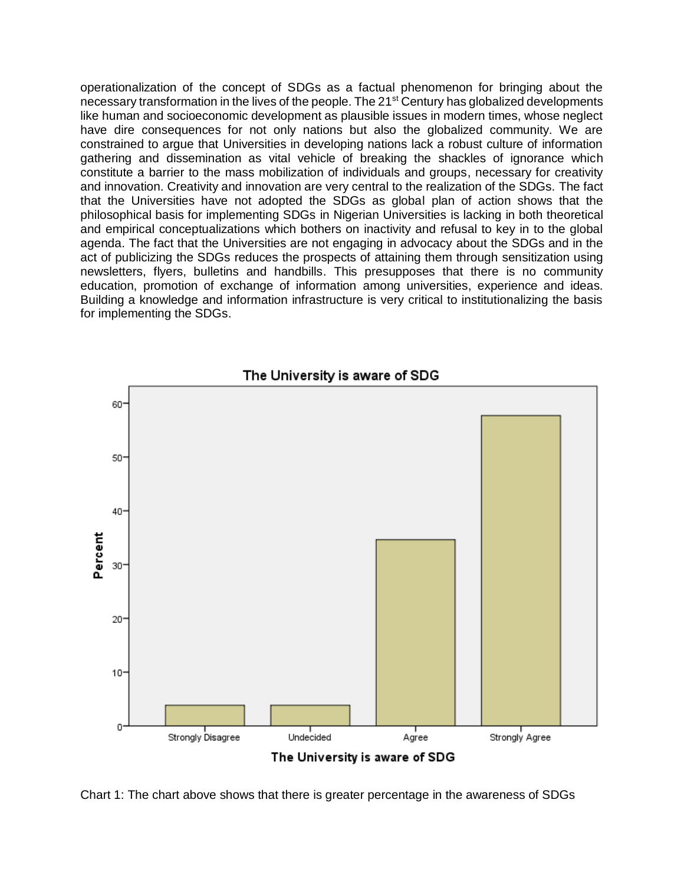operationalization of the concept of SDGs as a factual phenomenon for bringing about the necessary transformation in the lives of the people. The 21st Century has globalized developments like human and socioeconomic development as plausible issues in modern times, whose neglect have dire consequences for not only nations but also the globalized community. We are constrained to argue that Universities in developing nations lack a robust culture of information gathering and dissemination as vital vehicle of breaking the shackles of ignorance which constitute a barrier to the mass mobilization of individuals and groups, necessary for creativity and innovation. Creativity and innovation are very central to the realization of the SDGs. The fact that the Universities have not adopted the SDGs as global plan of action shows that the philosophical basis for implementing SDGs in Nigerian Universities is lacking in both theoretical and empirical conceptualizations which bothers on inactivity and refusal to key in to the global agenda. The fact that the Universities are not engaging in advocacy about the SDGs and in the act of publicizing the SDGs reduces the prospects of attaining them through sensitization using newsletters, flyers, bulletins and handbills. This presupposes that there is no community education, promotion of exchange of information among universities, experience and ideas. Building a knowledge and information infrastructure is very critical to institutionalizing the basis for implementing the SDGs.

Chart 1: The chart above shows that there is greater percentage in the awareness of SDGs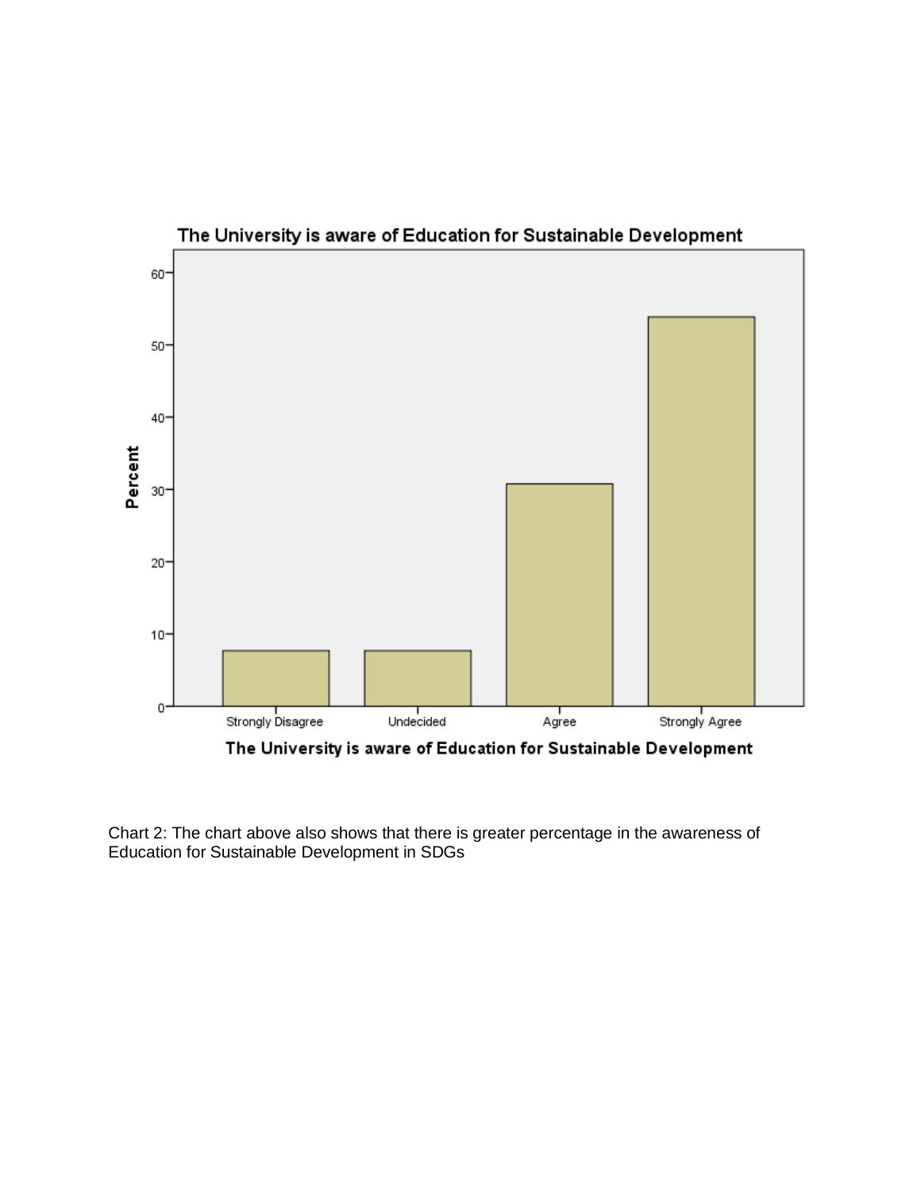Chart 2: The chart above also shows that there is greater percentage in the awareness of Education for Sustainable Development in SDGs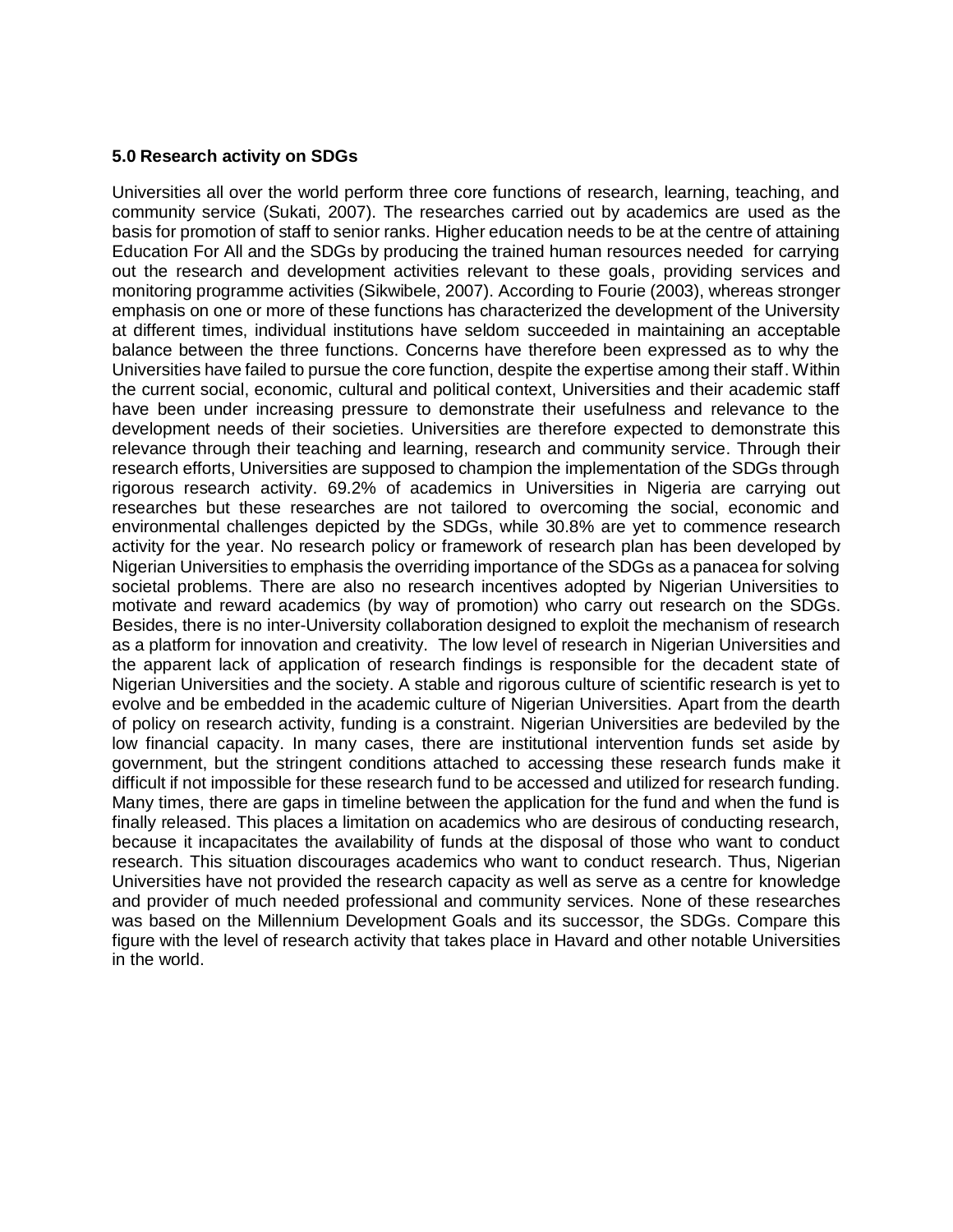**5.0 Research activity on SDGs**

Universities all over the world perform three core functions of research, learning, teaching, and community service (Sukati, 2007). The researches carried out by academics are used as the basis for promotion of staff to senior ranks. Higher education needs to be at the centre of attaining Education For All and the SDGs by producing the trained human resources needed for carrying out the research and development activities relevant to these goals, providing services and monitoring programme activities (Sikwibele, 2007). According to Fourie (2003), whereas stronger emphasis on one or more of these functions has characterized the development of the University at different times, individual institutions have seldom succeeded in maintaining an acceptable balance between the three functions. Concerns have therefore been expressed as to why the Universities have failed to pursue the core function, despite the expertise among their staff. Within the current social, economic, cultural and political context, Universities and their academic staff have been under increasing pressure to demonstrate their usefulness and relevance to the development needs of their societies. Universities are therefore expected to demonstrate this relevance through their teaching and learning, research and community service. Through their research efforts, Universities are supposed to champion the implementation of the SDGs through rigorous research activity. 69.2% of academics in Universities in Nigeria are carrying out researches but these researches are not tailored to overcoming the social, economic and environmental challenges depicted by the SDGs, while 30.8% are yet to commence research activity for the year. No research policy or framework of research plan has been developed by Nigerian Universities to emphasis the overriding importance of the SDGs as a panacea for solving societal problems. There are also no research incentives adopted by Nigerian Universities to motivate and reward academics (by way of promotion) who carry out research on the SDGs. Besides, there is no inter-University collaboration designed to exploit the mechanism of research as a platform for innovation and creativity. The low level of research in Nigerian Universities and the apparent lack of application of research findings is responsible for the decadent state of Nigerian Universities and the society. A stable and rigorous culture of scientific research is yet to evolve and be embedded in the academic culture of Nigerian Universities. Apart from the dearth of policy on research activity, funding is a constraint. Nigerian Universities are bedeviled by the low financial capacity. In many cases, there are institutional intervention funds set aside by government, but the stringent conditions attached to accessing these research funds make it difficult if not impossible for these research fund to be accessed and utilized for research funding. Many times, there are gaps in timeline between the application for the fund and when the fund is finally released. This places a limitation on academics who are desirous of conducting research, because it incapacitates the availability of funds at the disposal of those who want to conduct research. This situation discourages academics who want to conduct research. Thus, Nigerian Universities have not provided the research capacity as well as serve as a centre for knowledge and provider of much needed professional and community services. None of these researches was based on the Millennium Development Goals and its successor, the SDGs. Compare this figure with the level of research activity that takes place in Havard and other notable Universities in the world.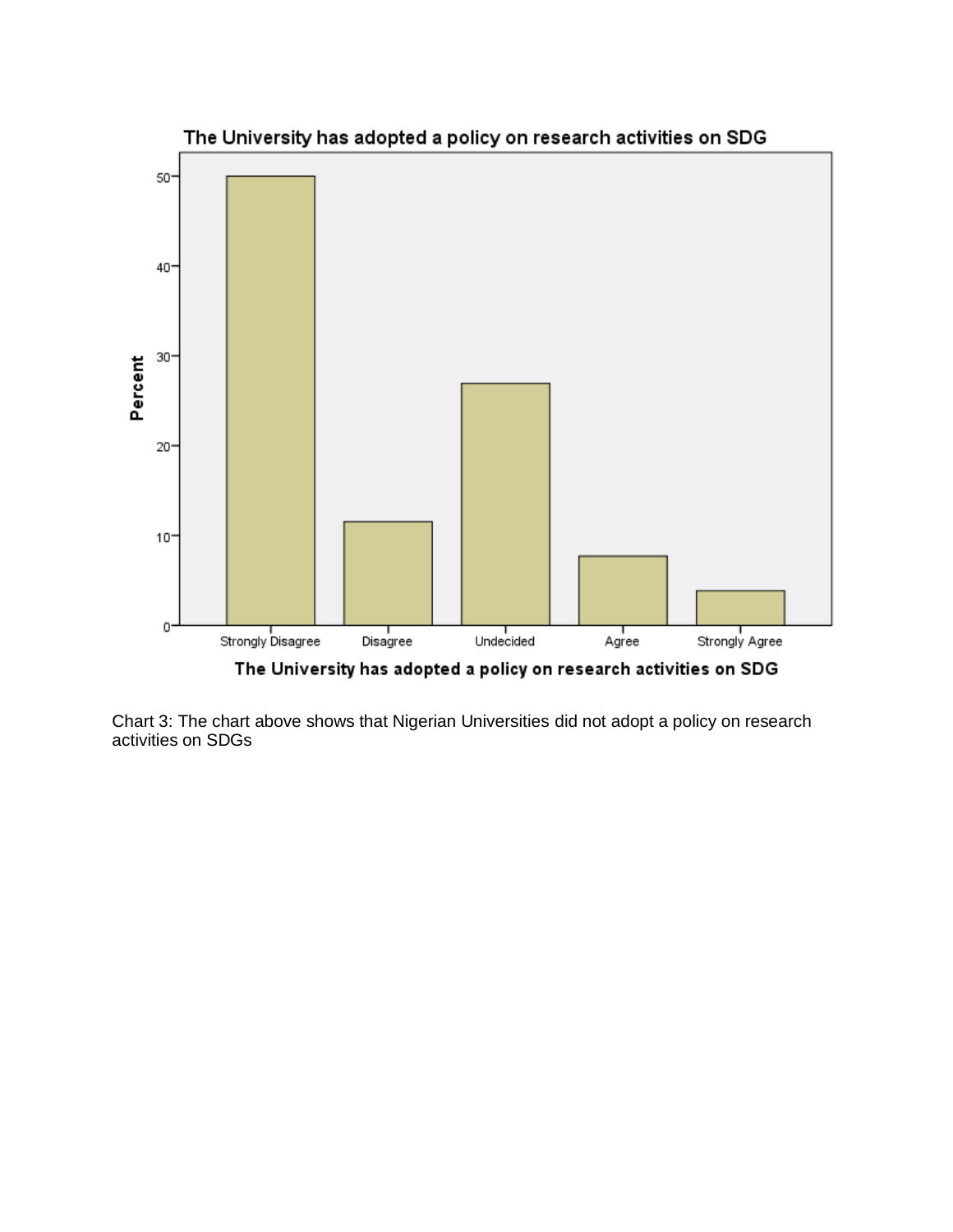Chart 3: The chart above shows that Nigerian Universities did not adopt a policy on research activities on SDGs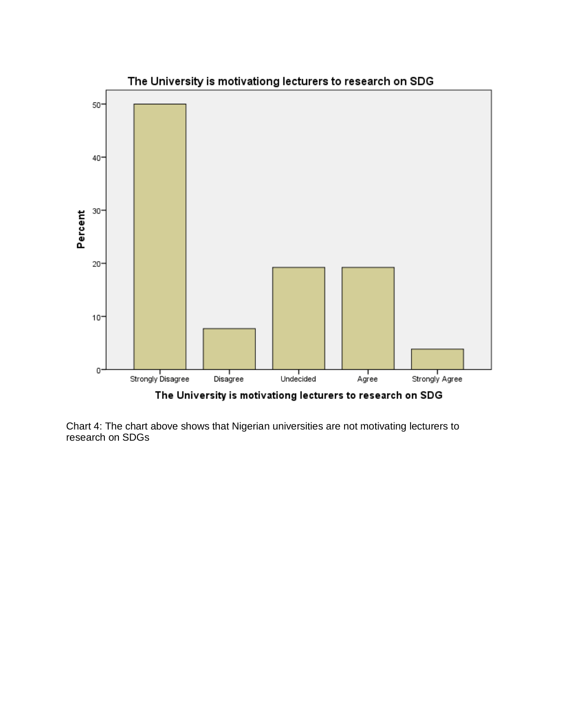The University is motivationg lecturers to research on SDG

Chart 4: The chart above shows that Nigerian universities are not motivating lecturers to research on SDGs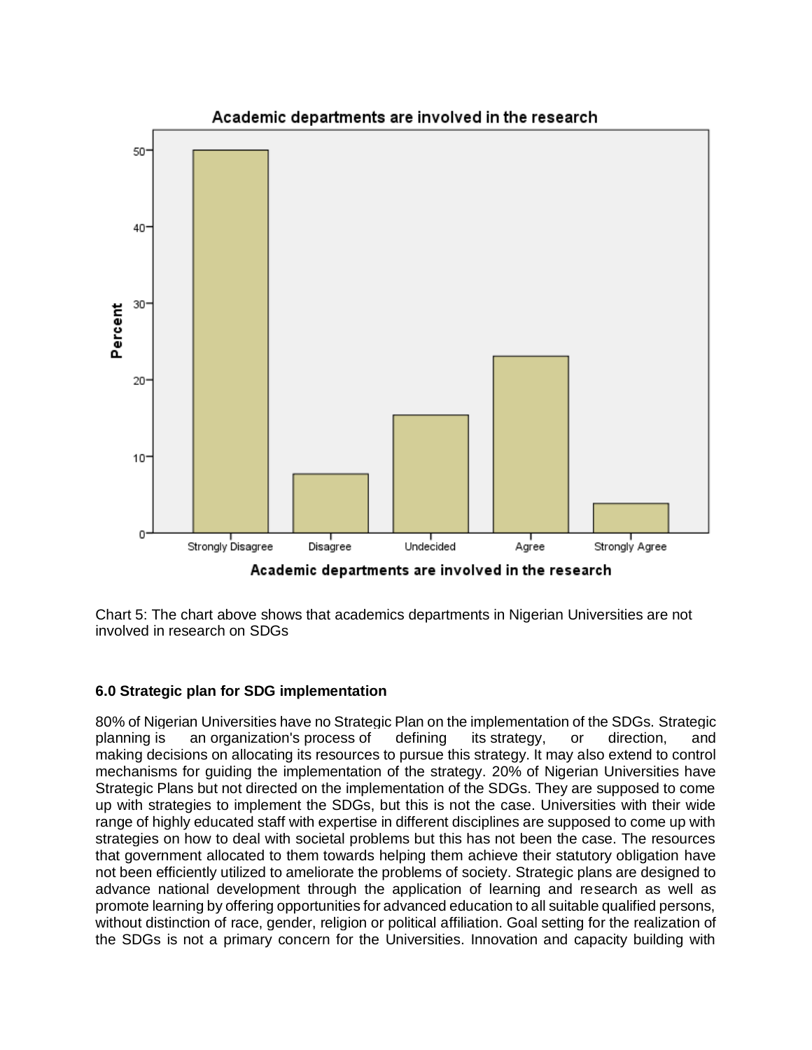Chart 5: The chart above shows that academics departments in Nigerian Universities are not involved in research on SDGs

**6.0 Strategic plan for SDG implementation**

80% of Nigerian Universities have no Strategic Plan on the implementation of the SDGs. Strategic planning is an organization's process of defining its strategy, or direction, and making decisions on allocating its resources to pursue this strategy. It may also extend to control mechanisms for guiding the implementation of the strategy. 20% of Nigerian Universities have Strategic Plans but not directed on the implementation of the SDGs. They are supposed to come up with strategies to implement the SDGs, but this is not the case. Universities with their wide range of highly educated staff with expertise in different disciplines are supposed to come up with strategies on how to deal with societal problems but this has not been the case. The resources that government allocated to them towards helping them achieve their statutory obligation have not been efficiently utilized to ameliorate the problems of society. Strategic plans are designed to advance national development through the application of learning and research as well as promote learning by offering opportunities for advanced education to all suitable qualified persons, without distinction of race, gender, religion or political affiliation. Goal setting for the realization of the SDGs is not a primary concern for the Universities. Innovation and capacity building with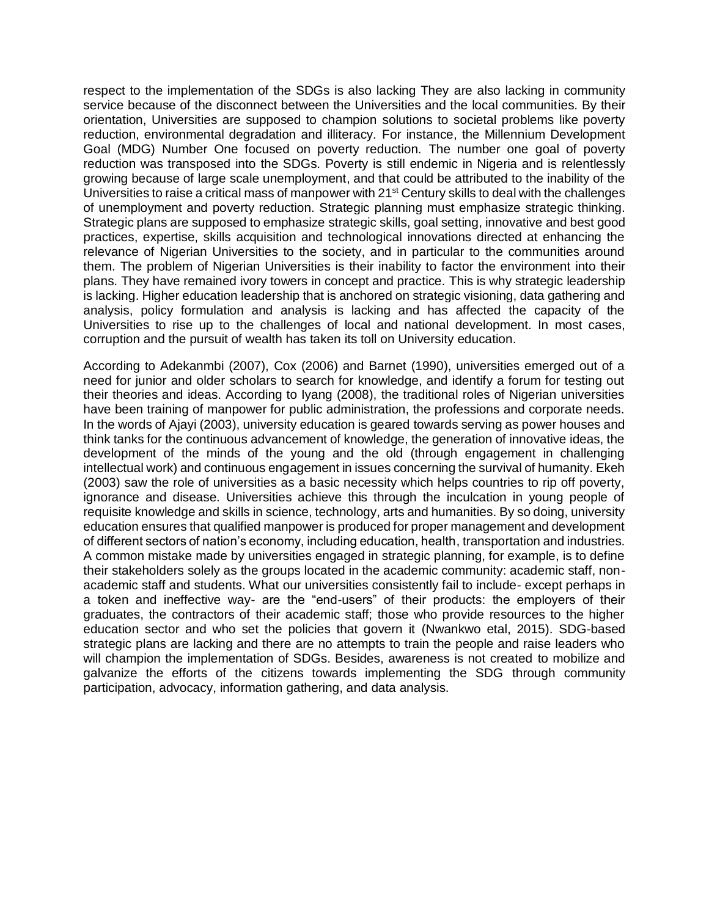respect to the implementation of the SDGs is also lacking They are also lacking in community service because of the disconnect between the Universities and the local communities. By their orientation, Universities are supposed to champion solutions to societal problems like poverty reduction, environmental degradation and illiteracy. For instance, the Millennium Development Goal (MDG) Number One focused on poverty reduction. The number one goal of poverty reduction was transposed into the SDGs. Poverty is still endemic in Nigeria and is relentlessly growing because of large scale unemployment, and that could be attributed to the inability of the Universities to raise a critical mass of manpower with 21st Century skills to deal with the challenges of unemployment and poverty reduction. Strategic planning must emphasize strategic thinking. Strategic plans are supposed to emphasize strategic skills, goal setting, innovative and best good practices, expertise, skills acquisition and technological innovations directed at enhancing the relevance of Nigerian Universities to the society, and in particular to the communities around them. The problem of Nigerian Universities is their inability to factor the environment into their plans. They have remained ivory towers in concept and practice. This is why strategic leadership is lacking. Higher education leadership that is anchored on strategic visioning, data gathering and analysis, policy formulation and analysis is lacking and has affected the capacity of the Universities to rise up to the challenges of local and national development. In most cases, corruption and the pursuit of wealth has taken its toll on University education.

According to Adekanmbi (2007), Cox (2006) and Barnet (1990), universities emerged out of a need for junior and older scholars to search for knowledge, and identify a forum for testing out their theories and ideas. According to Iyang (2008), the traditional roles of Nigerian universities have been training of manpower for public administration, the professions and corporate needs. In the words of Ajayi (2003), university education is geared towards serving as power houses and think tanks for the continuous advancement of knowledge, the generation of innovative ideas, the development of the minds of the young and the old (through engagement in challenging intellectual work) and continuous engagement in issues concerning the survival of humanity. Ekeh (2003) saw the role of universities as a basic necessity which helps countries to rip off poverty, ignorance and disease. Universities achieve this through the inculcation in young people of requisite knowledge and skills in science, technology, arts and humanities. By so doing, university education ensures that qualified manpower is produced for proper management and development of different sectors of nation's economy, including education, health, transportation and industries. A common mistake made by universities engaged in strategic planning, for example, is to define their stakeholders solely as the groups located in the academic community: academic staff, non-academic staff and students. What our universities consistently fail to include- except perhaps in a token and ineffective way- are the "end-users" of their products: the employers of their graduates, the contractors of their academic staff; those who provide resources to the higher education sector and who set the policies that govern it (Nwankwo etal, 2015). SDG-based strategic plans are lacking and there are no attempts to train the people and raise leaders who will champion the implementation of SDGs. Besides, awareness is not created to mobilize and galvanize the efforts of the citizens towards implementing the SDG through community participation, advocacy, information gathering, and data analysis.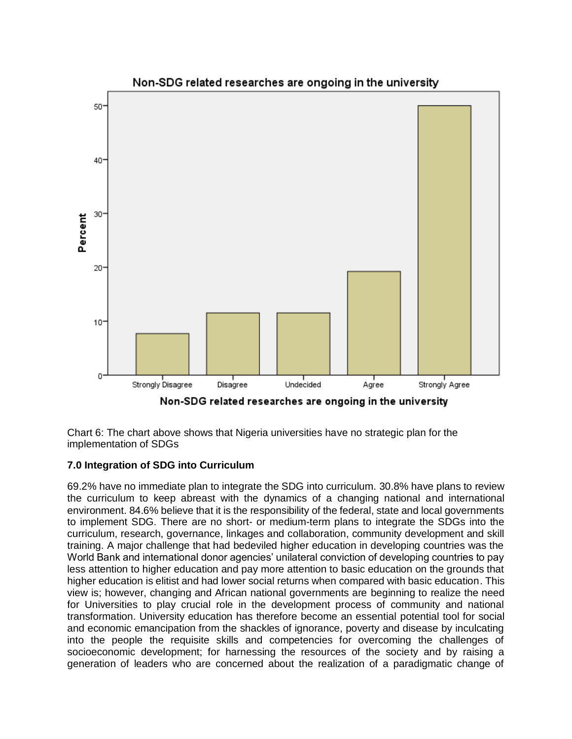Chart 6: The chart above shows that Nigeria universities have no strategic plan for the implementation of SDGs

### 7.0 Integration of SDG into Curriculum

69.2% have no immediate plan to integrate the SDG into curriculum. 30.8% have plans to review the curriculum to keep abreast with the dynamics of a changing national and international environment. 84.6% believe that it is the responsibility of the federal, state and local governments to implement SDG. There are no short- or medium-term plans to integrate the SDGs into the curriculum, research, governance, linkages and collaboration, community development and skill training. A major challenge that had bedeviled higher education in developing countries was the World Bank and international donor agencies' unilateral conviction of developing countries to pay less attention to higher education and pay more attention to basic education on the grounds that higher education is elitist and had lower social returns when compared with basic education. This view is; however, changing and African national governments are beginning to realize the need for Universities to play crucial role in the development process of community and national transformation. University education has therefore become an essential potential tool for social and economic emancipation from the shackles of ignorance, poverty and disease by inculcating into the people the requisite skills and competencies for overcoming the challenges of socioeconomic development; for harnessing the resources of the society and by raising a generation of leaders who are concerned about the realization of a paradigmatic change of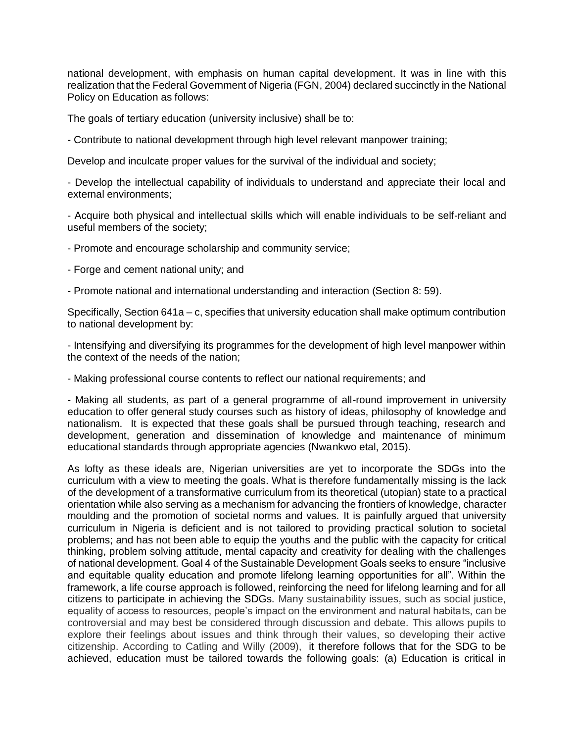national development, with emphasis on human capital development. It was in line with this realization that the Federal Government of Nigeria (FGN, 2004) declared succinctly in the National Policy on Education as follows:

The goals of tertiary education (university inclusive) shall be to:

- Contribute to national development through high level relevant manpower training;

Develop and inculcate proper values for the survival of the individual and society;

- Develop the intellectual capability of individuals to understand and appreciate their local and external environments;

- Acquire both physical and intellectual skills which will enable individuals to be self-reliant and useful members of the society;

- Promote and encourage scholarship and community service;

- Forge and cement national unity; and

- Promote national and international understanding and interaction (Section 8: 59).

Specifically, Section 641a – c, specifies that university education shall make optimum contribution to national development by:

- Intensifying and diversifying its programmes for the development of high level manpower within the context of the needs of the nation;

- Making professional course contents to reflect our national requirements; and

- Making all students, as part of a general programme of all-round improvement in university education to offer general study courses such as history of ideas, philosophy of knowledge and nationalism. It is expected that these goals shall be pursued through teaching, research and development, generation and dissemination of knowledge and maintenance of minimum educational standards through appropriate agencies (Nwankwo etal, 2015).

As lofty as these ideals are, Nigerian universities are yet to incorporate the SDGs into the curriculum with a view to meeting the goals. What is therefore fundamentally missing is the lack of the development of a transformative curriculum from its theoretical (utopian) state to a practical orientation while also serving as a mechanism for advancing the frontiers of knowledge, character moulding and the promotion of societal norms and values. It is painfully argued that university curriculum in Nigeria is deficient and is not tailored to providing practical solution to societal problems; and has not been able to equip the youths and the public with the capacity for critical thinking, problem solving attitude, mental capacity and creativity for dealing with the challenges of national development. Goal 4 of the Sustainable Development Goals seeks to ensure "inclusive and equitable quality education and promote lifelong learning opportunities for all". Within the framework, a life course approach is followed, reinforcing the need for lifelong learning and for all citizens to participate in achieving the SDGs. Many sustainability issues, such as social justice, equality of access to resources, people's impact on the environment and natural habitats, can be controversial and may best be considered through discussion and debate. This allows pupils to explore their feelings about issues and think through their values, so developing their active citizenship. According to Catling and Willy (2009), it therefore follows that for the SDG to be achieved, education must be tailored towards the following goals: (a) Education is critical in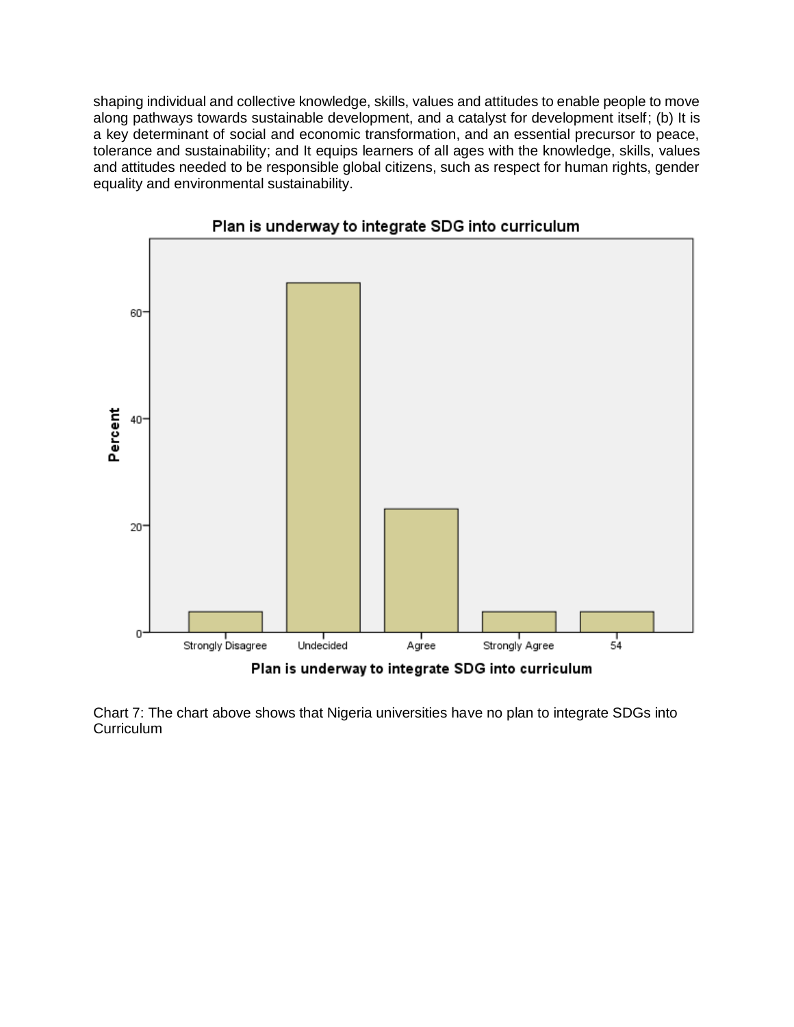shaping individual and collective knowledge, skills, values and attitudes to enable people to move along pathways towards sustainable development, and a catalyst for development itself; (b) It is a key determinant of social and economic transformation, and an essential precursor to peace, tolerance and sustainability; and It equips learners of all ages with the knowledge, skills, values and attitudes needed to be responsible global citizens, such as respect for human rights, gender equality and environmental sustainability.

Chart 7: The chart above shows that Nigeria universities have no plan to integrate SDGs into Curriculum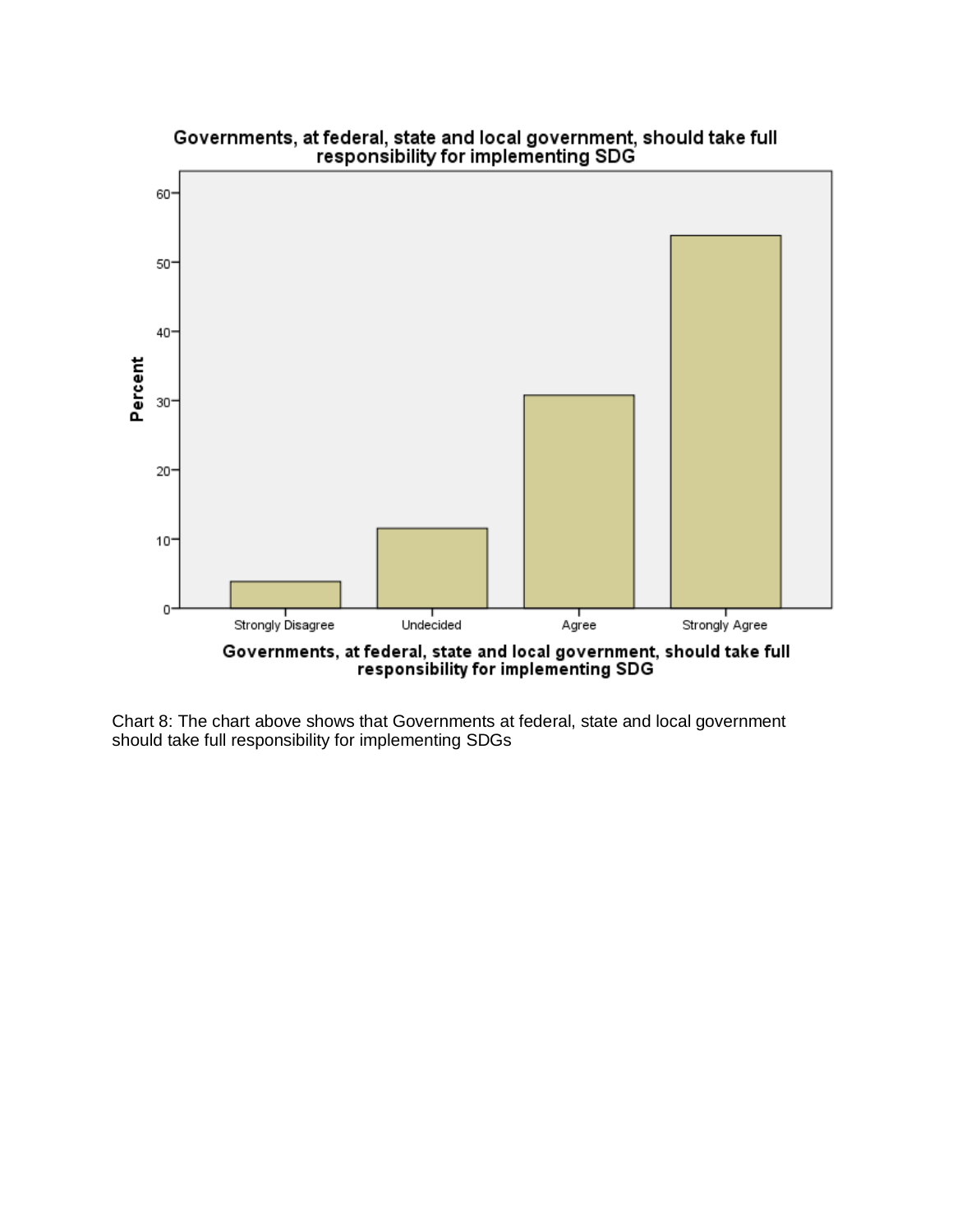Chart 8: The chart above shows that Governments at federal, state and local government should take full responsibility for implementing SDGs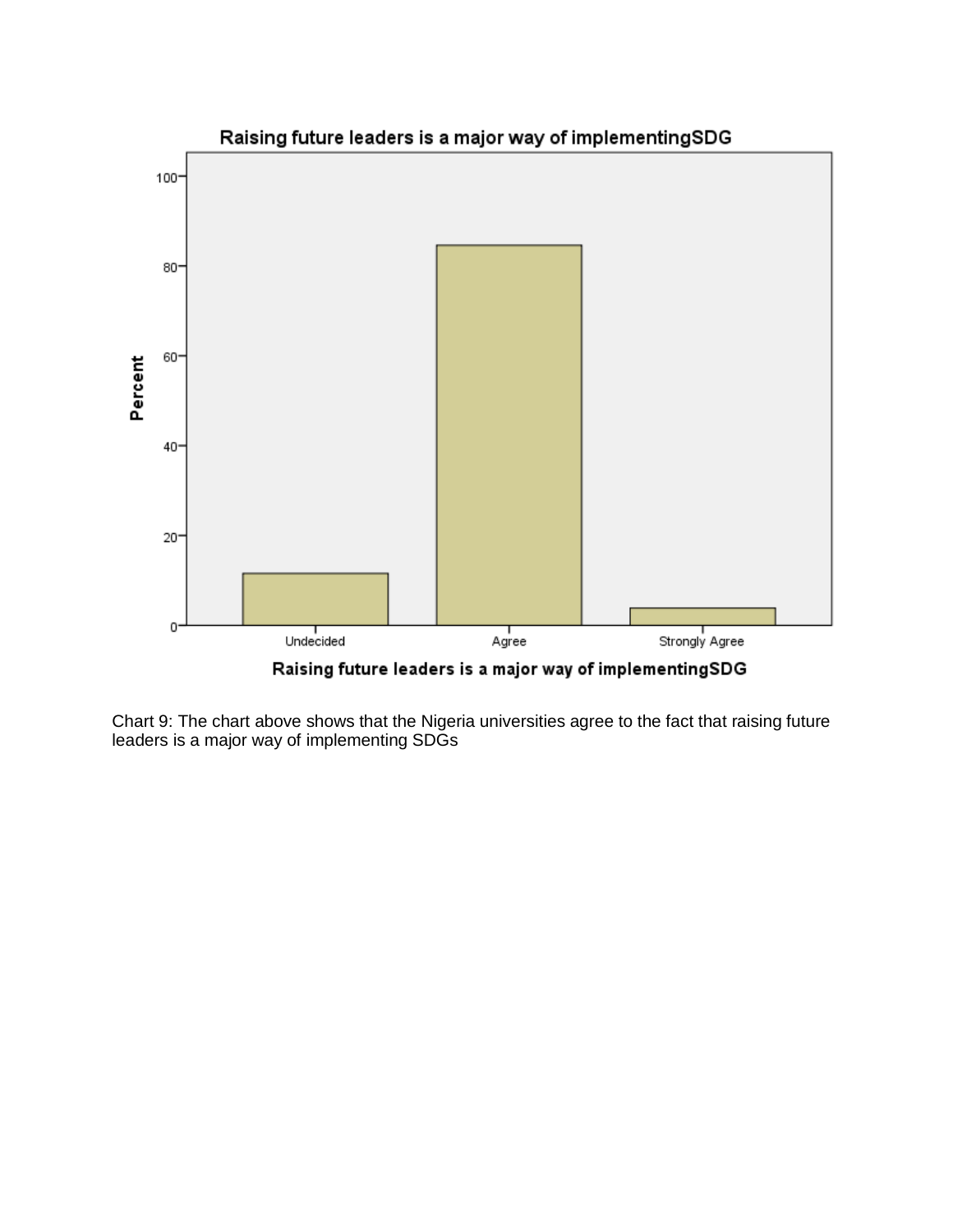Chart 9: The chart above shows that the Nigeria universities agree to the fact that raising future leaders is a major way of implementing SDGs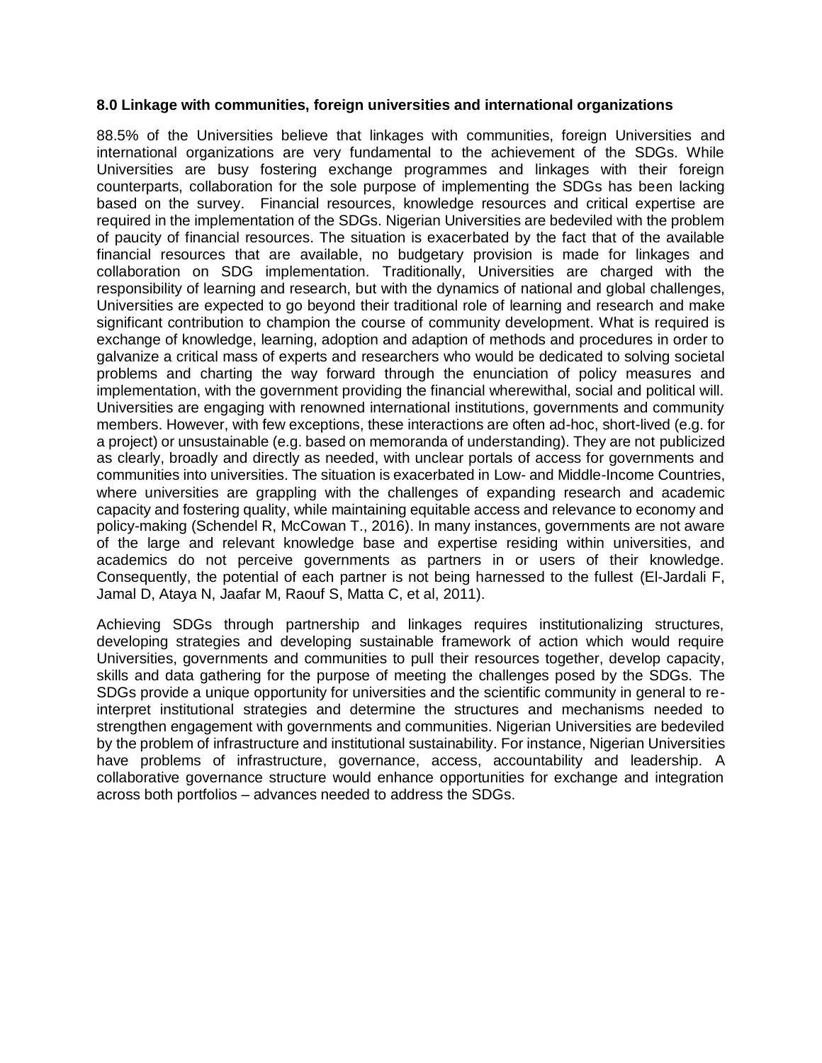**8.0 Linkage with communities, foreign universities and international organizations**

88.5% of the Universities believe that linkages with communities, foreign Universities and international organizations are very fundamental to the achievement of the SDGs. While Universities are busy fostering exchange programmes and linkages with their foreign counterparts, collaboration for the sole purpose of implementing the SDGs has been lacking based on the survey. Financial resources, knowledge resources and critical expertise are required in the implementation of the SDGs. Nigerian Universities are bedeviled with the problem of paucity of financial resources. The situation is exacerbated by the fact that of the available financial resources that are available, no budgetary provision is made for linkages and collaboration on SDG implementation. Traditionally, Universities are charged with the responsibility of learning and research, but with the dynamics of national and global challenges, Universities are expected to go beyond their traditional role of learning and research and make significant contribution to champion the course of community development. What is required is exchange of knowledge, learning, adoption and adaption of methods and procedures in order to galvanize a critical mass of experts and researchers who would be dedicated to solving societal problems and charting the way forward through the enunciation of policy measures and implementation, with the government providing the financial wherewithal, social and political will. Universities are engaging with renowned international institutions, governments and community members. However, with few exceptions, these interactions are often ad-hoc, short-lived (e.g. for a project) or unsustainable (e.g. based on memoranda of understanding). They are not publicized as clearly, broadly and directly as needed, with unclear portals of access for governments and communities into universities. The situation is exacerbated in Low- and Middle-Income Countries, where universities are grappling with the challenges of expanding research and academic capacity and fostering quality, while maintaining equitable access and relevance to economy and policy-making (Schendel R, McCowan T., 2016). In many instances, governments are not aware of the large and relevant knowledge base and expertise residing within universities, and academics do not perceive governments as partners in or users of their knowledge. Consequently, the potential of each partner is not being harnessed to the fullest (El-Jardali F, Jamal D, Ataya N, Jaafar M, Raouf S, Matta C, et al, 2011).

Achieving SDGs through partnership and linkages requires institutionalizing structures, developing strategies and developing sustainable framework of action which would require Universities, governments and communities to pull their resources together, develop capacity, skills and data gathering for the purpose of meeting the challenges posed by the SDGs. The SDGs provide a unique opportunity for universities and the scientific community in general to re-interpret institutional strategies and determine the structures and mechanisms needed to strengthen engagement with governments and communities. Nigerian Universities are bedeviled by the problem of infrastructure and institutional sustainability. For instance, Nigerian Universities have problems of infrastructure, governance, access, accountability and leadership. A collaborative governance structure would enhance opportunities for exchange and integration across both portfolios – advances needed to address the SDGs.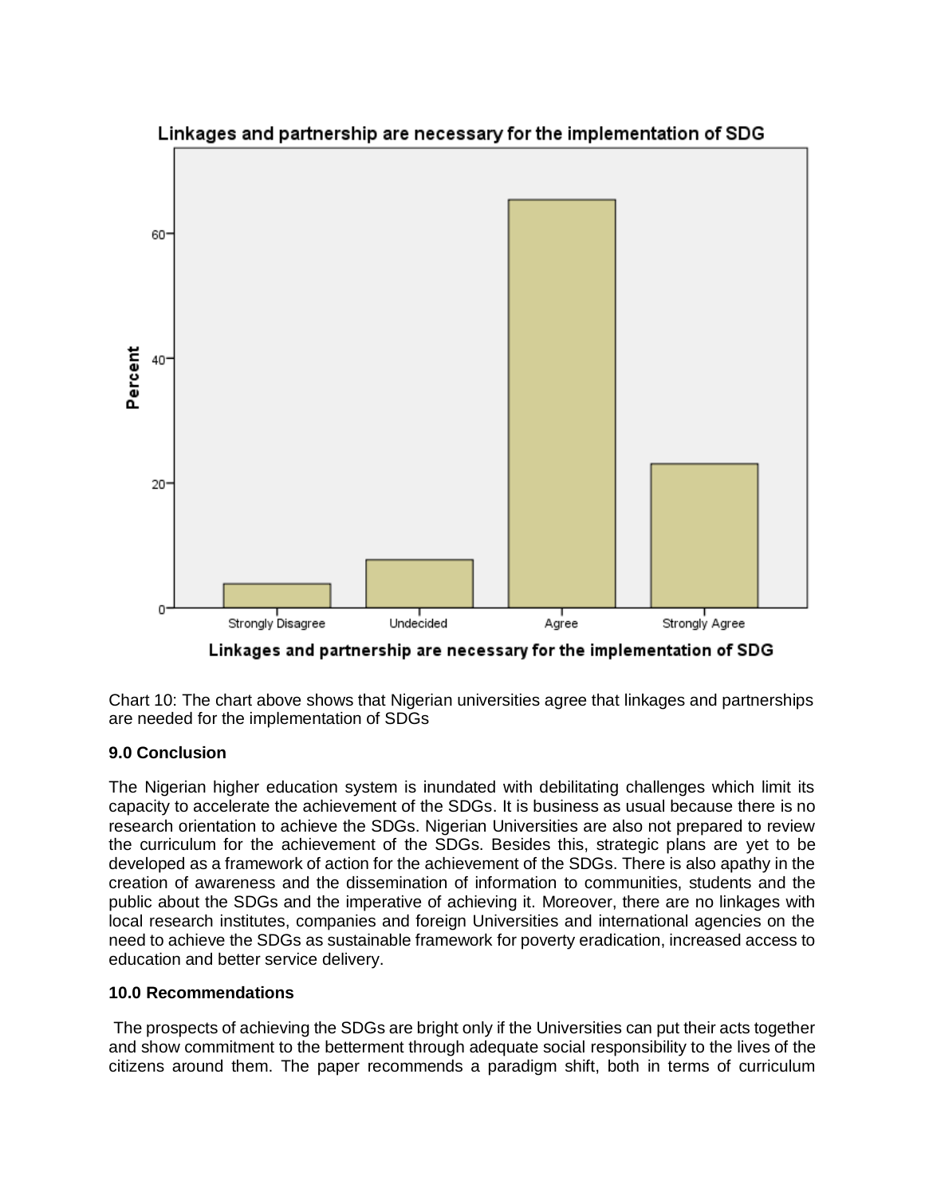Chart 10: The chart above shows that Nigerian universities agree that linkages and partnerships are needed for the implementation of SDGs

**9.0 Conclusion**

The Nigerian higher education system is inundated with debilitating challenges which limit its capacity to accelerate the achievement of the SDGs. It is business as usual because there is no research orientation to achieve the SDGs. Nigerian Universities are also not prepared to review the curriculum for the achievement of the SDGs. Besides this, strategic plans are yet to be developed as a framework of action for the achievement of the SDGs. There is also apathy in the creation of awareness and the dissemination of information to communities, students and the public about the SDGs and the imperative of achieving it. Moreover, there are no linkages with local research institutes, companies and foreign Universities and international agencies on the need to achieve the SDGs as sustainable framework for poverty eradication, increased access to education and better service delivery.

**10.0 Recommendations**

The prospects of achieving the SDGs are bright only if the Universities can put their acts together and show commitment to the betterment through adequate social responsibility to the lives of the citizens around them. The paper recommends a paradigm shift, both in terms of curriculum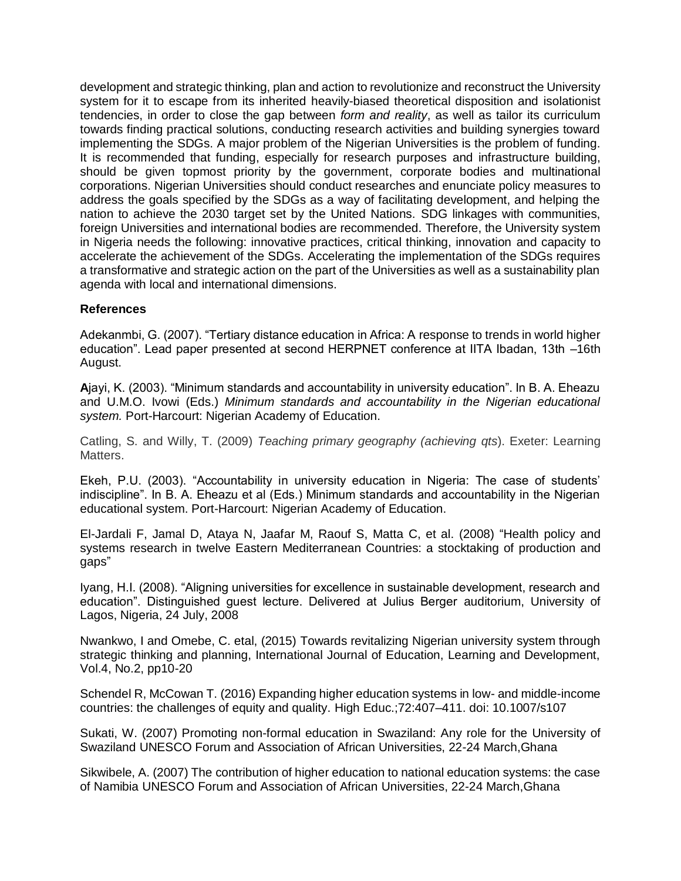development and strategic thinking, plan and action to revolutionize and reconstruct the University system for it to escape from its inherited heavily-biased theoretical disposition and isolationist tendencies, in order to close the gap between *form and reality*, as well as tailor its curriculum towards finding practical solutions, conducting research activities and building synergies toward implementing the SDGs. A major problem of the Nigerian Universities is the problem of funding. It is recommended that funding, especially for research purposes and infrastructure building, should be given topmost priority by the government, corporate bodies and multinational corporations. Nigerian Universities should conduct researches and enunciate policy measures to address the goals specified by the SDGs as a way of facilitating development, and helping the nation to achieve the 2030 target set by the United Nations. SDG linkages with communities, foreign Universities and international bodies are recommended. Therefore, the University system in Nigeria needs the following: innovative practices, critical thinking, innovation and capacity to accelerate the achievement of the SDGs. Accelerating the implementation of the SDGs requires a transformative and strategic action on the part of the Universities as well as a sustainability plan agenda with local and international dimensions.

### References

Adekanmbi, G. (2007). "Tertiary distance education in Africa: A response to trends in world higher education". Lead paper presented at second HERPNET conference at IITA Ibadan, 13th –16th August.

**A**jayi, K. (2003). "Minimum standards and accountability in university education". In B. A. Eheazu and U.M.O. Ivowi (Eds.) *Minimum standards and accountability in the Nigerian educational system.* Port-Harcourt: Nigerian Academy of Education.

Catling, S. and Willy, T. (2009) *Teaching primary geography (achieving qts*). Exeter: Learning Matters.

Ekeh, P.U. (2003). "Accountability in university education in Nigeria: The case of students' indiscipline". In B. A. Eheazu et al (Eds.) Minimum standards and accountability in the Nigerian educational system. Port-Harcourt: Nigerian Academy of Education.

El-Jardali F, Jamal D, Ataya N, Jaafar M, Raouf S, Matta C, et al. (2008) "Health policy and systems research in twelve Eastern Mediterranean Countries: a stocktaking of production and gaps"

Iyang, H.I. (2008). "Aligning universities for excellence in sustainable development, research and education". Distinguished guest lecture. Delivered at Julius Berger auditorium, University of Lagos, Nigeria, 24 July, 2008

Nwankwo, I and Omebe, C. etal, (2015) Towards revitalizing Nigerian university system through strategic thinking and planning, International Journal of Education, Learning and Development, Vol.4, No.2, pp10-20

Schendel R, McCowan T. (2016) Expanding higher education systems in low- and middle-income countries: the challenges of equity and quality. High Educ.;72:407–411. doi: 10.1007/s107

Sukati, W. (2007) Promoting non-formal education in Swaziland: Any role for the University of Swaziland UNESCO Forum and Association of African Universities, 22-24 March,Ghana

Sikwibele, A. (2007) The contribution of higher education to national education systems: the case of Namibia UNESCO Forum and Association of African Universities, 22-24 March,Ghana